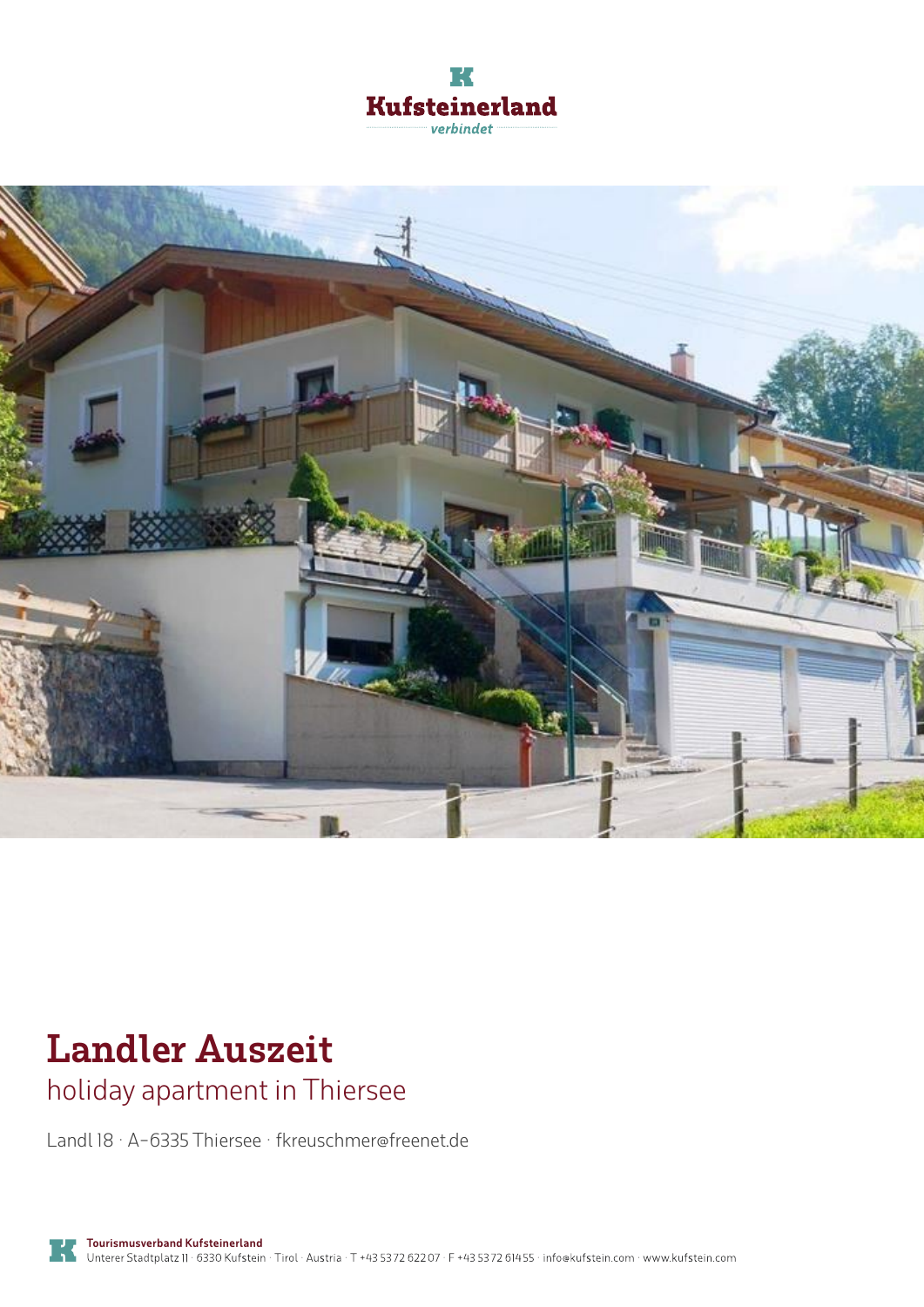Kufsteinerland

verbindet

# Landler Auszeit

## holiday apartment in Thiersee

Landl 18 · A-6335 Thiersee · fkreuschmer@freenet.de

**Tourismusverband Kufsteinerland**
Unterer Stadtplatz 11 · 6330 Kufstein · Tirol · Austria · T +43 5372 622 07 · F +43 5372 614 55 · info@kufstein.com · www.kufstein.com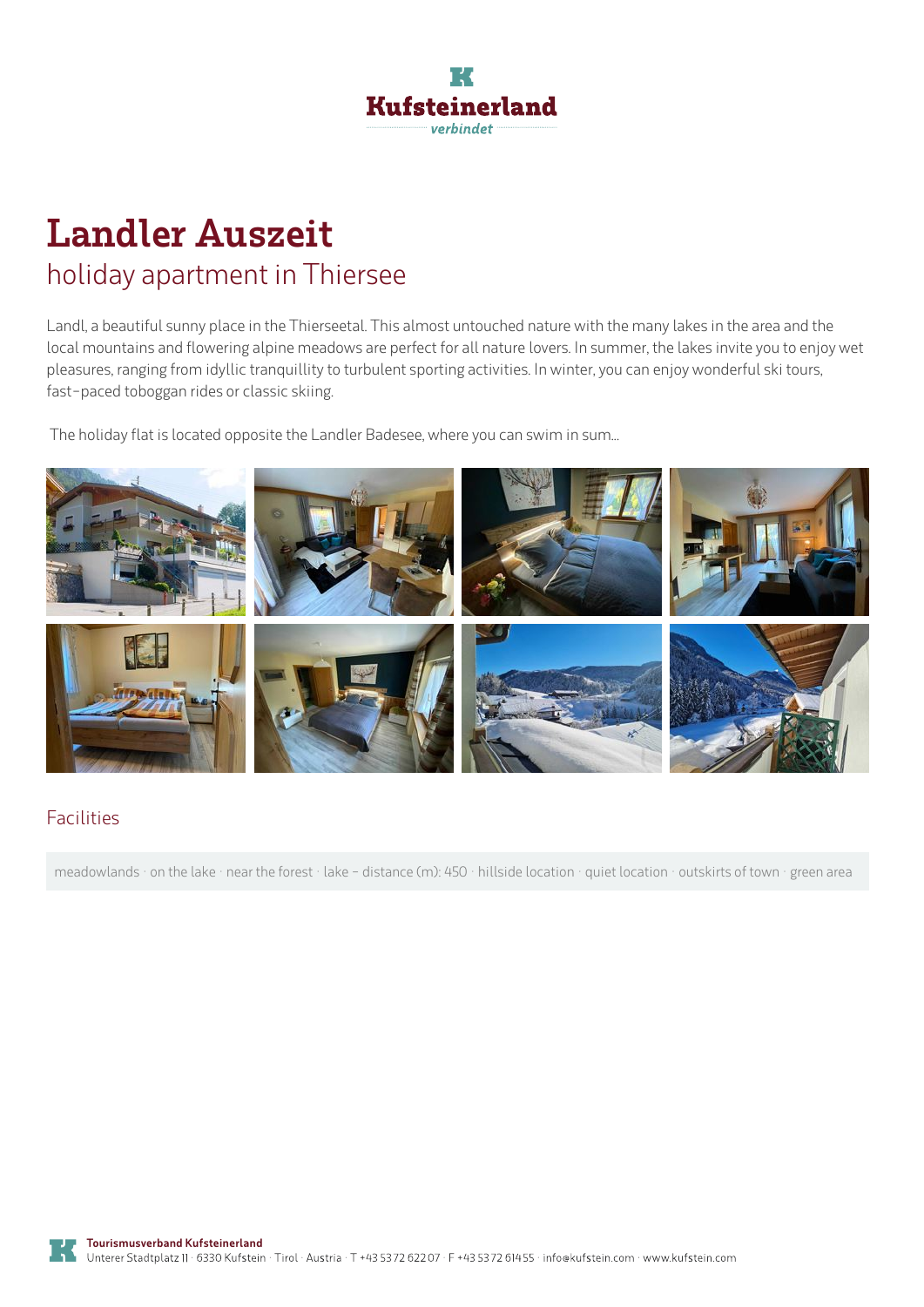# Landler Auszeit

## holiday apartment in Thiersee

Landl, a beautiful sunny place in the Thierseetal. This almost untouched nature with the many lakes in the area and the local mountains and flowering alpine meadows are perfect for all nature lovers. In summer, the lakes invite you to enjoy wet pleasures, ranging from idyllic tranquillity to turbulent sporting activities. In winter, you can enjoy wonderful ski tours, fast-paced toboggan rides or classic skiing.

The holiday flat is located opposite the Landler Badesee, where you can swim in sum...

### Facilities

meadowlands · on the lake · near the forest · lake - distance (m): 450 · hillside location · quiet location · outskirts of town · green area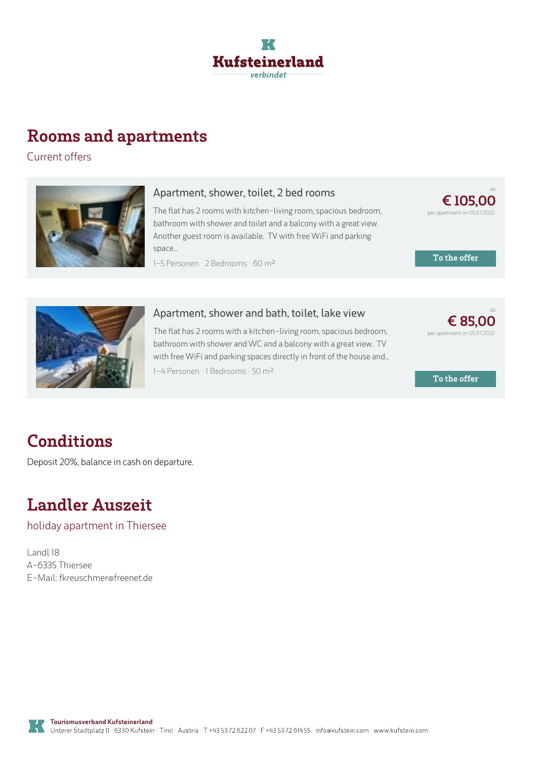# Kufsteinerland

*verbindet*

## Rooms and apartments

Current offers

### Apartment, shower, toilet, 2 bed rooms

The flat has 2 rooms with kitchen-living room, spacious bedroom, bathroom with shower and toilet and a balcony with a great view. Another guest room is available. TV with free WiFi and parking space...

1-5 Personen · 2 Bedrooms · 60 m²

ab **€ 105,00** per apartment on 05.07.2022

To the offer

### Apartment, shower and bath, toilet, lake view

The flat has 2 rooms with a kitchen-living room, spacious bedroom, bathroom with shower and WC and a balcony with a great view. TV with free WiFi and parking spaces directly in front of the house and...

1-4 Personen · 1 Bedrooms · 50 m²

ab **€ 85,00** per apartment on 05.07.2022

To the offer

## Conditions

Deposit 20%, balance in cash on departure.

## Landler Auszeit

holiday apartment in Thiersee

Landl 18
A-6335 Thiersee
E-Mail: fkreuschmer@freenet.de

**Tourismusverband Kufsteinerland**
Unterer Stadtplatz 11 · 6330 Kufstein · Tirol · Austria · T +43 5372 62207 · F +43 5372 61455 · info@kufstein.com · www.kufstein.com